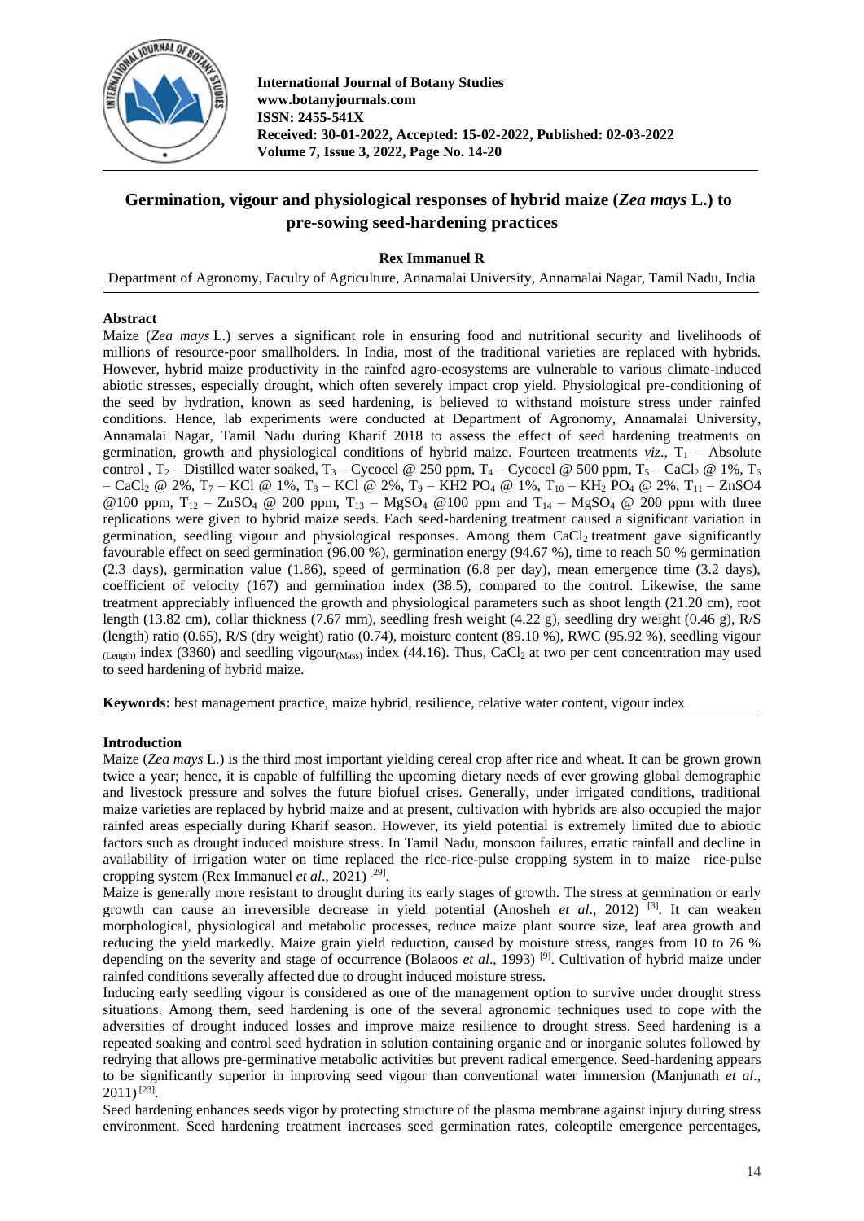International Journal of Botany Studies
www.botanyjournals.com
ISSN: 2455-541X
Received: 30-01-2022, Accepted: 15-02-2022, Published: 02-03-2022
Volume 7, Issue 3, 2022, Page No. 14-20

# Germination, vigour and physiological responses of hybrid maize (*Zea mays* L.) to pre-sowing seed-hardening practices

**Rex Immanuel R**

Department of Agronomy, Faculty of Agriculture, Annamalai University, Annamalai Nagar, Tamil Nadu, India

## Abstract

Maize (*Zea mays* L.) serves a significant role in ensuring food and nutritional security and livelihoods of millions of resource-poor smallholders. In India, most of the traditional varieties are replaced with hybrids. However, hybrid maize productivity in the rainfed agro-ecosystems are vulnerable to various climate-induced abiotic stresses, especially drought, which often severely impact crop yield. Physiological pre-conditioning of the seed by hydration, known as seed hardening, is believed to withstand moisture stress under rainfed conditions. Hence, lab experiments were conducted at Department of Agronomy, Annamalai University, Annamalai Nagar, Tamil Nadu during Kharif 2018 to assess the effect of seed hardening treatments on germination, growth and physiological conditions of hybrid maize. Fourteen treatments *viz*., $T_1$ – Absolute control , $T_2$ – Distilled water soaked, $T_3$ – Cycocel @ 250 ppm, $T_4$ – Cycocel @ 500 ppm, $T_5$ – $CaCl_2$ @ 1%, $T_6$ – $CaCl_2$ @ 2%, $T_7$ – KCl @ 1%, $T_8$ – KCl @ 2%, $T_9$ – KH2 $PO_4$ @ 1%, $T_{10}$ – $KH_2$ $PO_4$ @ 2%, $T_{11}$ – ZnSO4 @100 ppm, $T_{12}$ – $ZnSO_4$ @ 200 ppm, $T_{13}$ – $MgSO_4$ @100 ppm and $T_{14}$ – $MgSO_4$ @ 200 ppm with three replications were given to hybrid maize seeds. Each seed-hardening treatment caused a significant variation in germination, seedling vigour and physiological responses. Among them $CaCl_2$ treatment gave significantly favourable effect on seed germination (96.00 %), germination energy (94.67 %), time to reach 50 % germination (2.3 days), germination value (1.86), speed of germination (6.8 per day), mean emergence time (3.2 days), coefficient of velocity (167) and germination index (38.5), compared to the control. Likewise, the same treatment appreciably influenced the growth and physiological parameters such as shoot length (21.20 cm), root length (13.82 cm), collar thickness (7.67 mm), seedling fresh weight (4.22 g), seedling dry weight (0.46 g), R/S (length) ratio (0.65), R/S (dry weight) ratio (0.74), moisture content (89.10 %), RWC (95.92 %), seedling vigour $_{(Length)}$ index (3360) and seedling vigour$_{(Mass)}$ index (44.16). Thus, $CaCl_2$ at two per cent concentration may used to seed hardening of hybrid maize.

**Keywords:** best management practice, maize hybrid, resilience, relative water content, vigour index

## Introduction

Maize (*Zea mays* L.) is the third most important yielding cereal crop after rice and wheat. It can be grown grown twice a year; hence, it is capable of fulfilling the upcoming dietary needs of ever growing global demographic and livestock pressure and solves the future biofuel crises. Generally, under irrigated conditions, traditional maize varieties are replaced by hybrid maize and at present, cultivation with hybrids are also occupied the major rainfed areas especially during Kharif season. However, its yield potential is extremely limited due to abiotic factors such as drought induced moisture stress. In Tamil Nadu, monsoon failures, erratic rainfall and decline in availability of irrigation water on time replaced the rice-rice-pulse cropping system in to maize– rice-pulse cropping system (Rex Immanuel *et al*., 2021) [29].

Maize is generally more resistant to drought during its early stages of growth. The stress at germination or early growth can cause an irreversible decrease in yield potential (Anosheh *et al*., 2012) [3]. It can weaken morphological, physiological and metabolic processes, reduce maize plant source size, leaf area growth and reducing the yield markedly. Maize grain yield reduction, caused by moisture stress, ranges from 10 to 76 % depending on the severity and stage of occurrence (Bolaoos *et al*., 1993) [9]. Cultivation of hybrid maize under rainfed conditions severally affected due to drought induced moisture stress.

Inducing early seedling vigour is considered as one of the management option to survive under drought stress situations. Among them, seed hardening is one of the several agronomic techniques used to cope with the adversities of drought induced losses and improve maize resilience to drought stress. Seed hardening is a repeated soaking and control seed hydration in solution containing organic and or inorganic solutes followed by redrying that allows pre-germinative metabolic activities but prevent radical emergence. Seed-hardening appears to be significantly superior in improving seed vigour than conventional water immersion (Manjunath *et al*., 2011) [23].

Seed hardening enhances seeds vigor by protecting structure of the plasma membrane against injury during stress environment. Seed hardening treatment increases seed germination rates, coleoptile emergence percentages,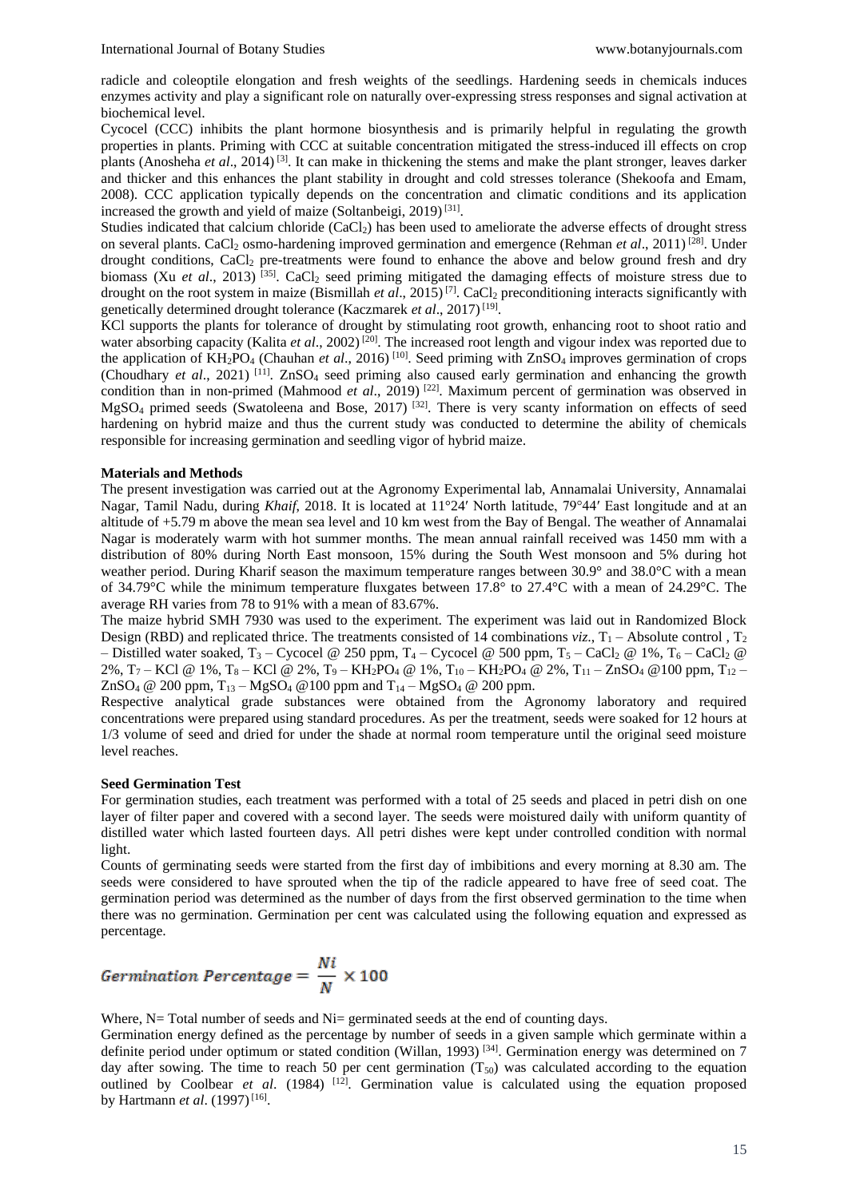radicle and coleoptile elongation and fresh weights of the seedlings. Hardening seeds in chemicals induces enzymes activity and play a significant role on naturally over-expressing stress responses and signal activation at biochemical level.

Cycocel (CCC) inhibits the plant hormone biosynthesis and is primarily helpful in regulating the growth properties in plants. Priming with CCC at suitable concentration mitigated the stress-induced ill effects on crop plants (Anosheha *et al*., 2014) [3]. It can make in thickening the stems and make the plant stronger, leaves darker and thicker and this enhances the plant stability in drought and cold stresses tolerance (Shekoofa and Emam, 2008). CCC application typically depends on the concentration and climatic conditions and its application increased the growth and yield of maize (Soltanbeigi, 2019) [31].

Studies indicated that calcium chloride ($CaCl_2$) has been used to ameliorate the adverse effects of drought stress on several plants. $CaCl_2$ osmo-hardening improved germination and emergence (Rehman *et al*., 2011) [28]. Under drought conditions, $CaCl_2$ pre-treatments were found to enhance the above and below ground fresh and dry biomass (Xu *et al*., 2013) [35]. $CaCl_2$ seed priming mitigated the damaging effects of moisture stress due to drought on the root system in maize (Bismillah *et al*., 2015) [7]. $CaCl_2$ preconditioning interacts significantly with genetically determined drought tolerance (Kaczmarek *et al*., 2017) [19].

KCl supports the plants for tolerance of drought by stimulating root growth, enhancing root to shoot ratio and water absorbing capacity (Kalita *et al*., 2002) [20]. The increased root length and vigour index was reported due to the application of $KH_2PO_4$ (Chauhan *et al*., 2016) [10]. Seed priming with $ZnSO_4$ improves germination of crops (Choudhary *et al*., 2021) [11]. $ZnSO_4$ seed priming also caused early germination and enhancing the growth condition than in non-primed (Mahmood *et al*., 2019) [22]. Maximum percent of germination was observed in $MgSO_4$ primed seeds (Swatoleena and Bose, 2017) [32]. There is very scanty information on effects of seed hardening on hybrid maize and thus the current study was conducted to determine the ability of chemicals responsible for increasing germination and seedling vigor of hybrid maize.

## Materials and Methods

The present investigation was carried out at the Agronomy Experimental lab, Annamalai University, Annamalai Nagar, Tamil Nadu, during *Khaif*, 2018. It is located at 11°24′ North latitude, 79°44′ East longitude and at an altitude of +5.79 m above the mean sea level and 10 km west from the Bay of Bengal. The weather of Annamalai Nagar is moderately warm with hot summer months. The mean annual rainfall received was 1450 mm with a distribution of 80% during North East monsoon, 15% during the South West monsoon and 5% during hot weather period. During Kharif season the maximum temperature ranges between 30.9° and 38.0°C with a mean of 34.79°C while the minimum temperature fluxgates between 17.8° to 27.4°C with a mean of 24.29°C. The average RH varies from 78 to 91% with a mean of 83.67%.

The maize hybrid SMH 7930 was used to the experiment. The experiment was laid out in Randomized Block Design (RBD) and replicated thrice. The treatments consisted of 14 combinations *viz.*, $T_1$ – Absolute control , $T_2$ – Distilled water soaked, $T_3$ – Cycocel @ 250 ppm, $T_4$ – Cycocel @ 500 ppm, $T_5$ – $CaCl_2$ @ 1%, $T_6$ – $CaCl_2$ @ 2%, $T_7$ – KCl @ 1%, $T_8$ – KCl @ 2%, $T_9$ – $KH_2PO_4$ @ 1%, $T_{10}$ – $KH_2PO_4$ @ 2%, $T_{11}$ – $ZnSO_4$ @100 ppm, $T_{12}$ – $ZnSO_4$ @ 200 ppm, $T_{13}$ – $MgSO_4$ @100 ppm and $T_{14}$ – $MgSO_4$ @ 200 ppm.

Respective analytical grade substances were obtained from the Agronomy laboratory and required concentrations were prepared using standard procedures. As per the treatment, seeds were soaked for 12 hours at 1/3 volume of seed and dried for under the shade at normal room temperature until the original seed moisture level reaches.

### Seed Germination Test

For germination studies, each treatment was performed with a total of 25 seeds and placed in petri dish on one layer of filter paper and covered with a second layer. The seeds were moistured daily with uniform quantity of distilled water which lasted fourteen days. All petri dishes were kept under controlled condition with normal light.

Counts of germinating seeds were started from the first day of imbibitions and every morning at 8.30 am. The seeds were considered to have sprouted when the tip of the radicle appeared to have free of seed coat. The germination period was determined as the number of days from the first observed germination to the time when there was no germination. Germination per cent was calculated using the following equation and expressed as percentage.

$$Germination\ Percentage = \frac{Ni}{N} \times 100$$

Where, N= Total number of seeds and Ni= germinated seeds at the end of counting days.

Germination energy defined as the percentage by number of seeds in a given sample which germinate within a definite period under optimum or stated condition (Willan, 1993) [34]. Germination energy was determined on 7 day after sowing. The time to reach 50 per cent germination ($T_{50}$) was calculated according to the equation outlined by Coolbear *et al*. (1984) [12]. Germination value is calculated using the equation proposed by Hartmann *et al*. (1997) [16].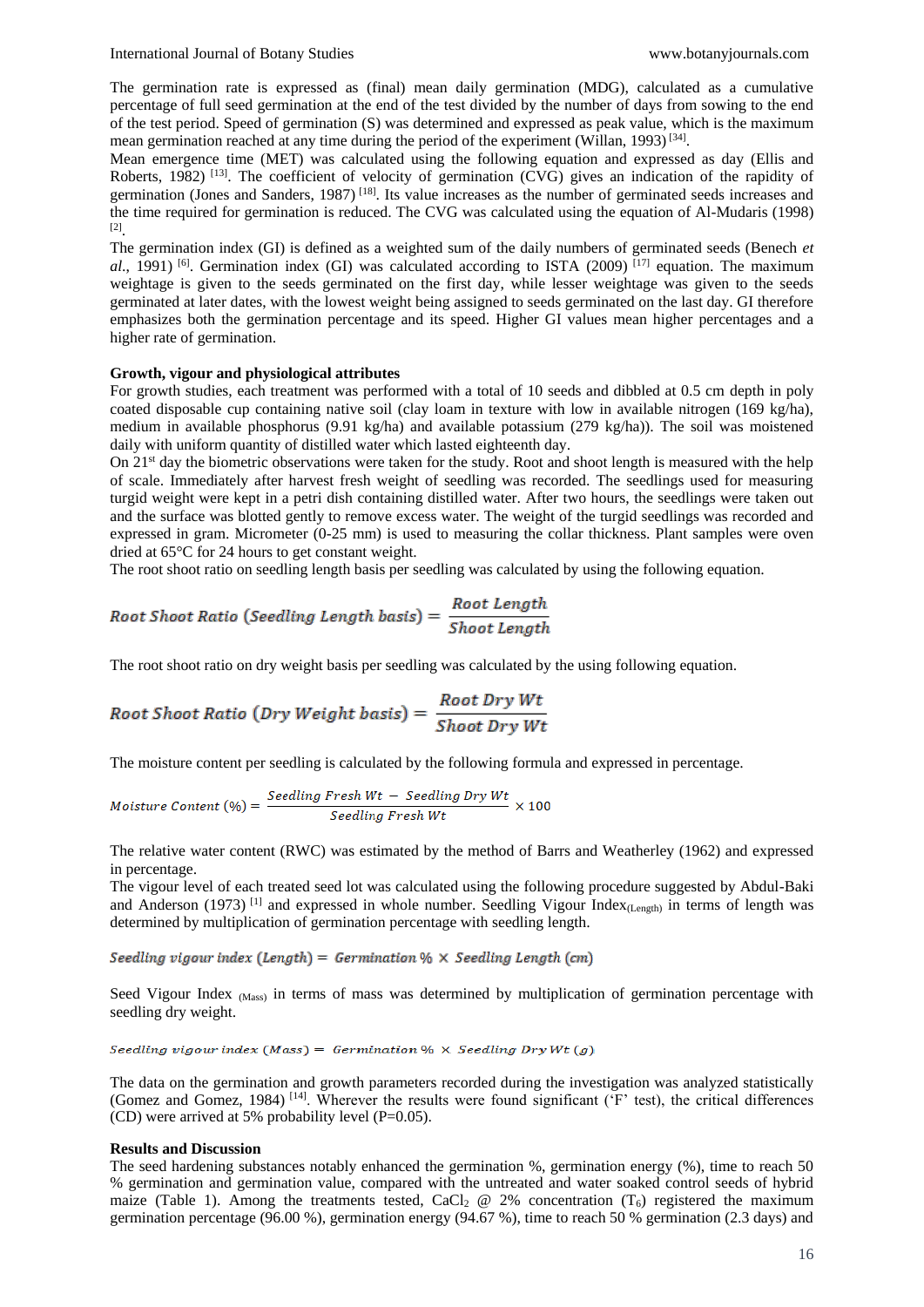The germination rate is expressed as (final) mean daily germination (MDG), calculated as a cumulative percentage of full seed germination at the end of the test divided by the number of days from sowing to the end of the test period. Speed of germination (S) was determined and expressed as peak value, which is the maximum mean germination reached at any time during the period of the experiment (Willan, 1993) [34].

Mean emergence time (MET) was calculated using the following equation and expressed as day (Ellis and Roberts, 1982) [13]. The coefficient of velocity of germination (CVG) gives an indication of the rapidity of germination (Jones and Sanders, 1987) [18]. Its value increases as the number of germinated seeds increases and the time required for germination is reduced. The CVG was calculated using the equation of Al-Mudaris (1998) [2].

The germination index (GI) is defined as a weighted sum of the daily numbers of germinated seeds (Benech *et al.*, 1991) [6]. Germination index (GI) was calculated according to ISTA (2009) [17] equation. The maximum weightage is given to the seeds germinated on the first day, while lesser weightage was given to the seeds germinated at later dates, with the lowest weight being assigned to seeds germinated on the last day. GI therefore emphasizes both the germination percentage and its speed. Higher GI values mean higher percentages and a higher rate of germination.

**Growth, vigour and physiological attributes**

For growth studies, each treatment was performed with a total of 10 seeds and dibbled at 0.5 cm depth in poly coated disposable cup containing native soil (clay loam in texture with low in available nitrogen (169 kg/ha), medium in available phosphorus (9.91 kg/ha) and available potassium (279 kg/ha)). The soil was moistened daily with uniform quantity of distilled water which lasted eighteenth day.

On 21st day the biometric observations were taken for the study. Root and shoot length is measured with the help of scale. Immediately after harvest fresh weight of seedling was recorded. The seedlings used for measuring turgid weight were kept in a petri dish containing distilled water. After two hours, the seedlings were taken out and the surface was blotted gently to remove excess water. The weight of the turgid seedlings was recorded and expressed in gram. Micrometer (0-25 mm) is used to measuring the collar thickness. Plant samples were oven dried at 65°C for 24 hours to get constant weight.

The root shoot ratio on seedling length basis per seedling was calculated by using the following equation.

$$\text{Root Shoot Ratio (Seedling Length basis)} = \frac{\text{Root Length}}{\text{Shoot Length}}$$

The root shoot ratio on dry weight basis per seedling was calculated by the using following equation.

$$\text{Root Shoot Ratio (Dry Weight basis)} = \frac{\text{Root Dry Wt}}{\text{Shoot Dry Wt}}$$

The moisture content per seedling is calculated by the following formula and expressed in percentage.

$$\text{Moisture Content (\%)} = \frac{\text{Seedling Fresh Wt} - \text{Seedling Dry Wt}}{\text{Seedling Fresh Wt}} \times 100$$

The relative water content (RWC) was estimated by the method of Barrs and Weatherley (1962) and expressed in percentage.

The vigour level of each treated seed lot was calculated using the following procedure suggested by Abdul-Baki and Anderson (1973) [1] and expressed in whole number. Seedling Vigour Index$_{(Length)}$ in terms of length was determined by multiplication of germination percentage with seedling length.

$$\text{Seedling vigour index (Length)} = \text{Germination \%} \times \text{Seedling Length (cm)}$$

Seed Vigour Index $_{(Mass)}$ in terms of mass was determined by multiplication of germination percentage with seedling dry weight.

$$\text{Seedling vigour index (Mass)} = \text{Germination \%} \times \text{Seedling Dry Wt (g)}$$

The data on the germination and growth parameters recorded during the investigation was analyzed statistically (Gomez and Gomez, 1984) [14]. Wherever the results were found significant ('F' test), the critical differences (CD) were arrived at 5% probability level (P=0.05).

**Results and Discussion**

The seed hardening substances notably enhanced the germination %, germination energy (%), time to reach 50 % germination and germination value, compared with the untreated and water soaked control seeds of hybrid maize (Table 1). Among the treatments tested, $CaCl_2$ @ 2% concentration ($T_6$) registered the maximum germination percentage (96.00 %), germination energy (94.67 %), time to reach 50 % germination (2.3 days) and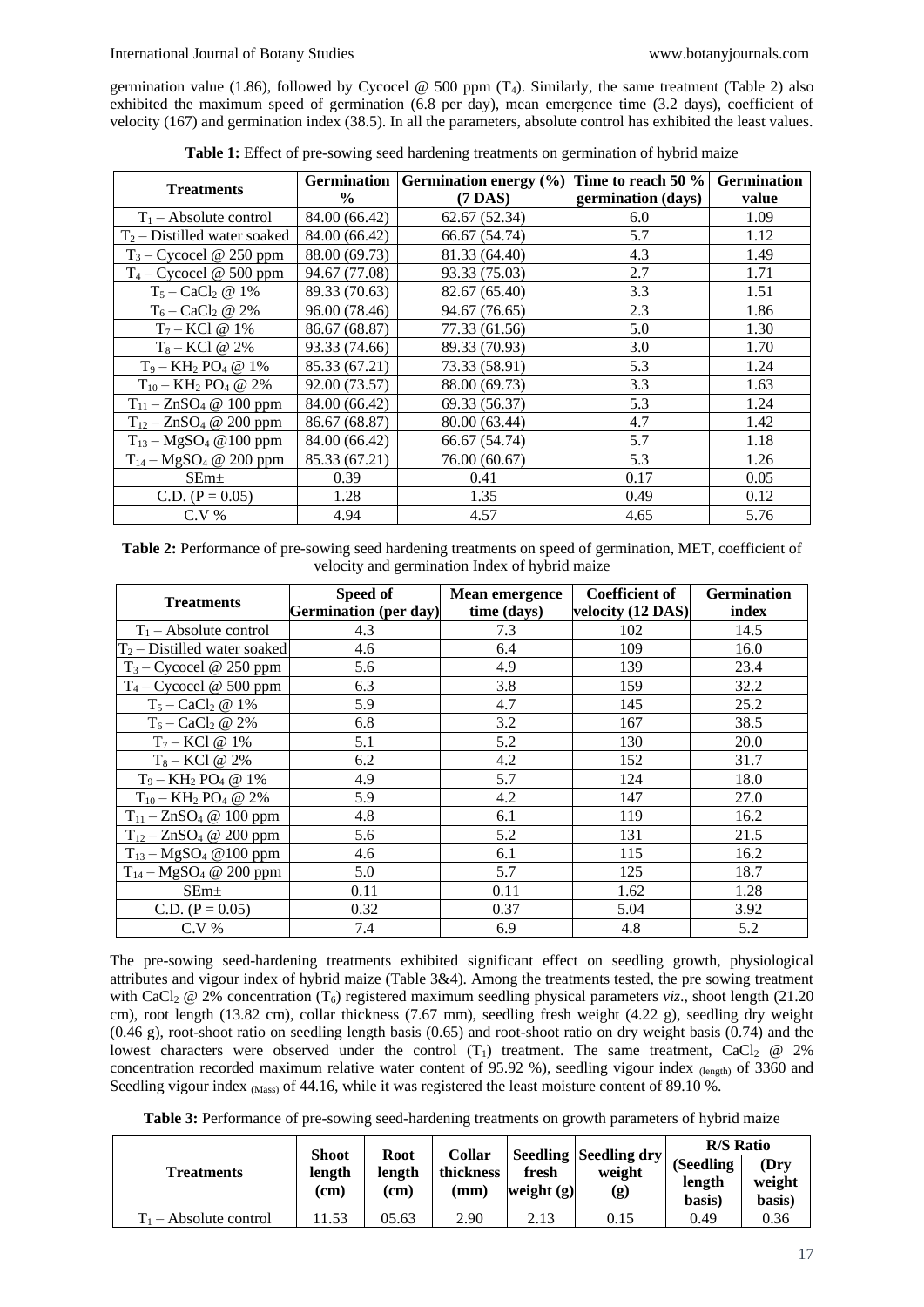germination value (1.86), followed by Cycocel @ 500 ppm ($T_4$). Similarly, the same treatment (Table 2) also exhibited the maximum speed of germination (6.8 per day), mean emergence time (3.2 days), coefficient of velocity (167) and germination index (38.5). In all the parameters, absolute control has exhibited the least values.

**Table 1:** Effect of pre-sowing seed hardening treatments on germination of hybrid maize

| Treatments | Germination % | Germination energy (%) (7 DAS) | Time to reach 50 % germination (days) | Germination value |
|---|---|---|---|---|
| $T_1$ – Absolute control | 84.00 (66.42) | 62.67 (52.34) | 6.0 | 1.09 |
| $T_2$ – Distilled water soaked | 84.00 (66.42) | 66.67 (54.74) | 5.7 | 1.12 |
| $T_3$ – Cycocel @ 250 ppm | 88.00 (69.73) | 81.33 (64.40) | 4.3 | 1.49 |
| $T_4$ – Cycocel @ 500 ppm | 94.67 (77.08) | 93.33 (75.03) | 2.7 | 1.71 |
| $T_5$ – $CaCl_2$ @ 1% | 89.33 (70.63) | 82.67 (65.40) | 3.3 | 1.51 |
| $T_6$ – $CaCl_2$ @ 2% | 96.00 (78.46) | 94.67 (76.65) | 2.3 | 1.86 |
| $T_7$ – KCl @ 1% | 86.67 (68.87) | 77.33 (61.56) | 5.0 | 1.30 |
| $T_8$ – KCl @ 2% | 93.33 (74.66) | 89.33 (70.93) | 3.0 | 1.70 |
| $T_9$ – $KH_2PO_4$ @ 1% | 85.33 (67.21) | 73.33 (58.91) | 5.3 | 1.24 |
| $T_{10}$ – $KH_2PO_4$ @ 2% | 92.00 (73.57) | 88.00 (69.73) | 3.3 | 1.63 |
| $T_{11}$ – $ZnSO_4$ @ 100 ppm | 84.00 (66.42) | 69.33 (56.37) | 5.3 | 1.24 |
| $T_{12}$ – $ZnSO_4$ @ 200 ppm | 86.67 (68.87) | 80.00 (63.44) | 4.7 | 1.42 |
| $T_{13}$ – $MgSO_4$ @100 ppm | 84.00 (66.42) | 66.67 (54.74) | 5.7 | 1.18 |
| $T_{14}$ – $MgSO_4$ @ 200 ppm | 85.33 (67.21) | 76.00 (60.67) | 5.3 | 1.26 |
| SEm± | 0.39 | 0.41 | 0.17 | 0.05 |
| C.D. (P = 0.05) | 1.28 | 1.35 | 0.49 | 0.12 |
| C.V % | 4.94 | 4.57 | 4.65 | 5.76 |

**Table 2:** Performance of pre-sowing seed hardening treatments on speed of germination, MET, coefficient of velocity and germination Index of hybrid maize

| Treatments | Speed of Germination (per day) | Mean emergence time (days) | Coefficient of velocity (12 DAS) | Germination index |
|---|---|---|---|---|
| $T_1$ – Absolute control | 4.3 | 7.3 | 102 | 14.5 |
| $T_2$ – Distilled water soaked | 4.6 | 6.4 | 109 | 16.0 |
| $T_3$ – Cycocel @ 250 ppm | 5.6 | 4.9 | 139 | 23.4 |
| $T_4$ – Cycocel @ 500 ppm | 6.3 | 3.8 | 159 | 32.2 |
| $T_5$ – $CaCl_2$ @ 1% | 5.9 | 4.7 | 145 | 25.2 |
| $T_6$ – $CaCl_2$ @ 2% | 6.8 | 3.2 | 167 | 38.5 |
| $T_7$ – KCl @ 1% | 5.1 | 5.2 | 130 | 20.0 |
| $T_8$ – KCl @ 2% | 6.2 | 4.2 | 152 | 31.7 |
| $T_9$ – $KH_2PO_4$ @ 1% | 4.9 | 5.7 | 124 | 18.0 |
| $T_{10}$ – $KH_2PO_4$ @ 2% | 5.9 | 4.2 | 147 | 27.0 |
| $T_{11}$ – $ZnSO_4$ @ 100 ppm | 4.8 | 6.1 | 119 | 16.2 |
| $T_{12}$ – $ZnSO_4$ @ 200 ppm | 5.6 | 5.2 | 131 | 21.5 |
| $T_{13}$ – $MgSO_4$ @100 ppm | 4.6 | 6.1 | 115 | 16.2 |
| $T_{14}$ – $MgSO_4$ @ 200 ppm | 5.0 | 5.7 | 125 | 18.7 |
| SEm± | 0.11 | 0.11 | 1.62 | 1.28 |
| C.D. (P = 0.05) | 0.32 | 0.37 | 5.04 | 3.92 |
| C.V % | 7.4 | 6.9 | 4.8 | 5.2 |

The pre-sowing seed-hardening treatments exhibited significant effect on seedling growth, physiological attributes and vigour index of hybrid maize (Table 3&4). Among the treatments tested, the pre sowing treatment with $CaCl_2$ @ 2% concentration ($T_6$) registered maximum seedling physical parameters *viz*., shoot length (21.20 cm), root length (13.82 cm), collar thickness (7.67 mm), seedling fresh weight (4.22 g), seedling dry weight (0.46 g), root-shoot ratio on seedling length basis (0.65) and root-shoot ratio on dry weight basis (0.74) and the lowest characters were observed under the control ($T_1$) treatment. The same treatment, $CaCl_2$ @ 2% concentration recorded maximum relative water content of 95.92 %), seedling vigour index $_{(length)}$ of 3360 and Seedling vigour index $_{(Mass)}$ of 44.16, while it was registered the least moisture content of 89.10 %.

**Table 3:** Performance of pre-sowing seed-hardening treatments on growth parameters of hybrid maize

| Treatments | Shoot length (cm) | Root length (cm) | Collar thickness (mm) | Seedling fresh weight (g) | Seedling dry weight (g) | R/S Ratio | |
|---|---|---|---|---|---|---|---|
| | | | | | | (Seedling length basis) | (Dry weight basis) |
| $T_1$ – Absolute control | 11.53 | 05.63 | 2.90 | 2.13 | 0.15 | 0.49 | 0.36 |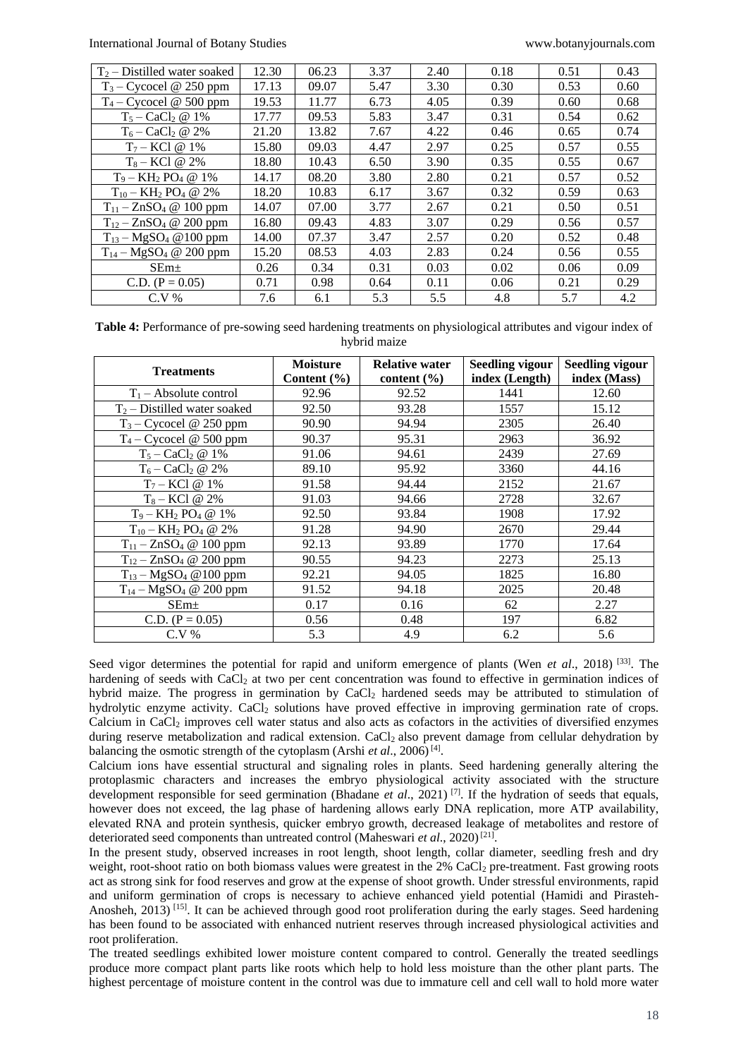| | | | | | | | |
|---|---|---|---|---|---|---|---|
| $T_2$ – Distilled water soaked | 12.30 | 06.23 | 3.37 | 2.40 | 0.18 | 0.51 | 0.43 |
| $T_3$ – Cycocel @ 250 ppm | 17.13 | 09.07 | 5.47 | 3.30 | 0.30 | 0.53 | 0.60 |
| $T_4$ – Cycocel @ 500 ppm | 19.53 | 11.77 | 6.73 | 4.05 | 0.39 | 0.60 | 0.68 |
| $T_5$ – $CaCl_2$ @ 1% | 17.77 | 09.53 | 5.83 | 3.47 | 0.31 | 0.54 | 0.62 |
| $T_6$ – $CaCl_2$ @ 2% | 21.20 | 13.82 | 7.67 | 4.22 | 0.46 | 0.65 | 0.74 |
| $T_7$ – KCl @ 1% | 15.80 | 09.03 | 4.47 | 2.97 | 0.25 | 0.57 | 0.55 |
| $T_8$ – KCl @ 2% | 18.80 | 10.43 | 6.50 | 3.90 | 0.35 | 0.55 | 0.67 |
| $T_9$ – $KH_2PO_4$ @ 1% | 14.17 | 08.20 | 3.80 | 2.80 | 0.21 | 0.57 | 0.52 |
| $T_{10}$ – $KH_2PO_4$ @ 2% | 18.20 | 10.83 | 6.17 | 3.67 | 0.32 | 0.59 | 0.63 |
| $T_{11}$ – $ZnSO_4$ @ 100 ppm | 14.07 | 07.00 | 3.77 | 2.67 | 0.21 | 0.50 | 0.51 |
| $T_{12}$ – $ZnSO_4$ @ 200 ppm | 16.80 | 09.43 | 4.83 | 3.07 | 0.29 | 0.56 | 0.57 |
| $T_{13}$ – $MgSO_4$ @100 ppm | 14.00 | 07.37 | 3.47 | 2.57 | 0.20 | 0.52 | 0.48 |
| $T_{14}$ – $MgSO_4$ @ 200 ppm | 15.20 | 08.53 | 4.03 | 2.83 | 0.24 | 0.56 | 0.55 |
| SEm± | 0.26 | 0.34 | 0.31 | 0.03 | 0.02 | 0.06 | 0.09 |
| C.D. (P = 0.05) | 0.71 | 0.98 | 0.64 | 0.11 | 0.06 | 0.21 | 0.29 |
| C.V % | 7.6 | 6.1 | 5.3 | 5.5 | 4.8 | 5.7 | 4.2 |

**Table 4:** Performance of pre-sowing seed hardening treatments on physiological attributes and vigour index of hybrid maize

| Treatments | Moisture Content (%) | Relative water content (%) | Seedling vigour index (Length) | Seedling vigour index (Mass) |
|---|---|---|---|---|
| $T_1$ – Absolute control | 92.96 | 92.52 | 1441 | 12.60 |
| $T_2$ – Distilled water soaked | 92.50 | 93.28 | 1557 | 15.12 |
| $T_3$ – Cycocel @ 250 ppm | 90.90 | 94.94 | 2305 | 26.40 |
| $T_4$ – Cycocel @ 500 ppm | 90.37 | 95.31 | 2963 | 36.92 |
| $T_5$ – $CaCl_2$ @ 1% | 91.06 | 94.61 | 2439 | 27.69 |
| $T_6$ – $CaCl_2$ @ 2% | 89.10 | 95.92 | 3360 | 44.16 |
| $T_7$ – KCl @ 1% | 91.58 | 94.44 | 2152 | 21.67 |
| $T_8$ – KCl @ 2% | 91.03 | 94.66 | 2728 | 32.67 |
| $T_9$ – $KH_2PO_4$ @ 1% | 92.50 | 93.84 | 1908 | 17.92 |
| $T_{10}$ – $KH_2PO_4$ @ 2% | 91.28 | 94.90 | 2670 | 29.44 |
| $T_{11}$ – $ZnSO_4$ @ 100 ppm | 92.13 | 93.89 | 1770 | 17.64 |
| $T_{12}$ – $ZnSO_4$ @ 200 ppm | 90.55 | 94.23 | 2273 | 25.13 |
| $T_{13}$ – $MgSO_4$ @100 ppm | 92.21 | 94.05 | 1825 | 16.80 |
| $T_{14}$ – $MgSO_4$ @ 200 ppm | 91.52 | 94.18 | 2025 | 20.48 |
| SEm± | 0.17 | 0.16 | 62 | 2.27 |
| C.D. (P = 0.05) | 0.56 | 0.48 | 197 | 6.82 |
| C.V % | 5.3 | 4.9 | 6.2 | 5.6 |

Seed vigor determines the potential for rapid and uniform emergence of plants (Wen *et al*., 2018) [33]. The hardening of seeds with $CaCl_2$ at two per cent concentration was found to effective in germination indices of hybrid maize. The progress in germination by $CaCl_2$ hardened seeds may be attributed to stimulation of hydrolytic enzyme activity. $CaCl_2$ solutions have proved effective in improving germination rate of crops. Calcium in $CaCl_2$ improves cell water status and also acts as cofactors in the activities of diversified enzymes during reserve metabolization and radical extension. $CaCl_2$ also prevent damage from cellular dehydration by balancing the osmotic strength of the cytoplasm (Arshi *et al*., 2006) [4].

Calcium ions have essential structural and signaling roles in plants. Seed hardening generally altering the protoplasmic characters and increases the embryo physiological activity associated with the structure development responsible for seed germination (Bhadane *et al*., 2021) [7]. If the hydration of seeds that equals, however does not exceed, the lag phase of hardening allows early DNA replication, more ATP availability, elevated RNA and protein synthesis, quicker embryo growth, decreased leakage of metabolites and restore of deteriorated seed components than untreated control (Maheswari *et al*., 2020) [21].

In the present study, observed increases in root length, shoot length, collar diameter, seedling fresh and dry weight, root-shoot ratio on both biomass values were greatest in the 2% $CaCl_2$ pre-treatment. Fast growing roots act as strong sink for food reserves and grow at the expense of shoot growth. Under stressful environments, rapid and uniform germination of crops is necessary to achieve enhanced yield potential (Hamidi and Pirasteh-Anosheh, 2013) [15]. It can be achieved through good root proliferation during the early stages. Seed hardening has been found to be associated with enhanced nutrient reserves through increased physiological activities and root proliferation.

The treated seedlings exhibited lower moisture content compared to control. Generally the treated seedlings produce more compact plant parts like roots which help to hold less moisture than the other plant parts. The highest percentage of moisture content in the control was due to immature cell and cell wall to hold more water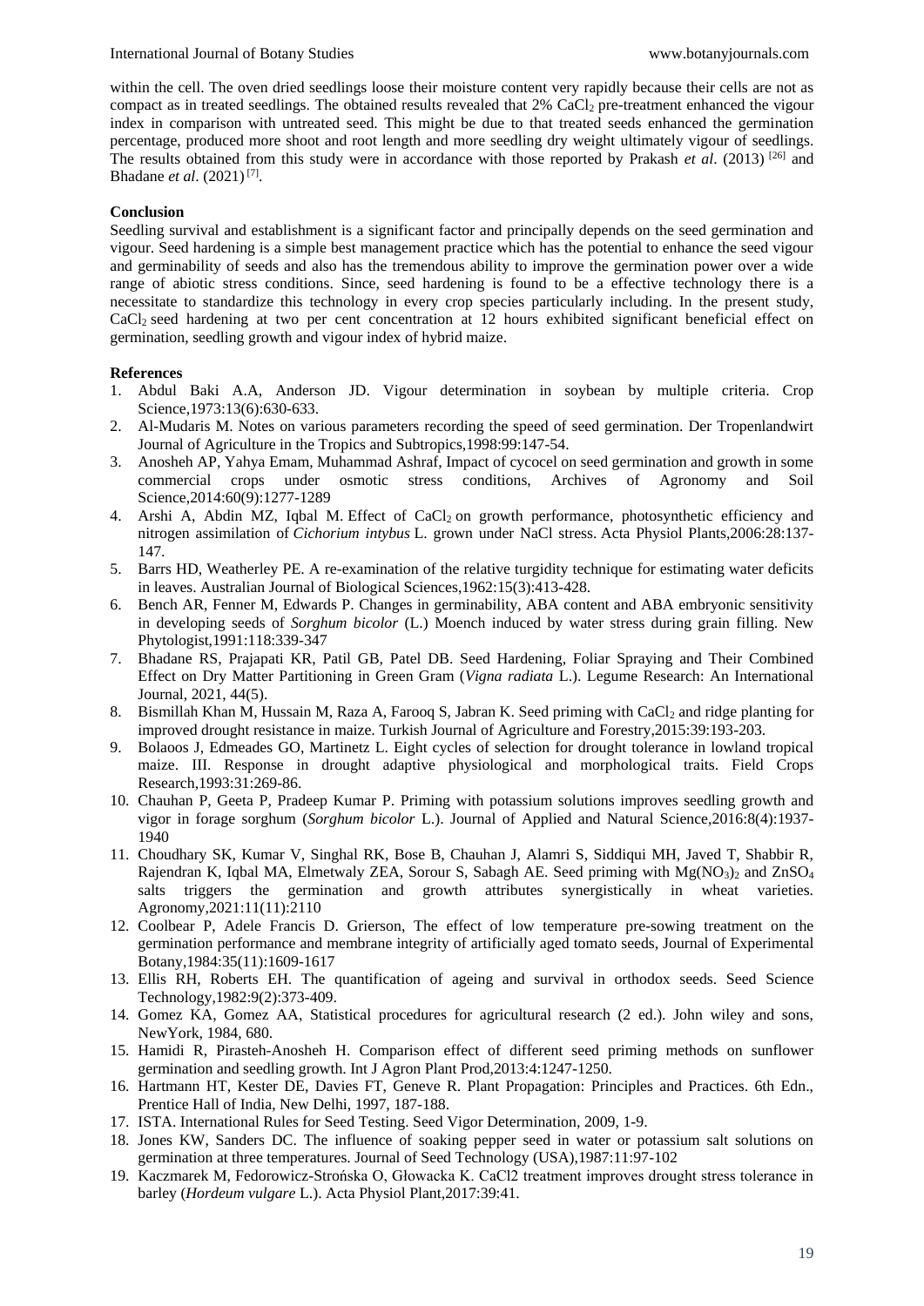within the cell. The oven dried seedlings loose their moisture content very rapidly because their cells are not as compact as in treated seedlings. The obtained results revealed that 2% $CaCl_2$ pre-treatment enhanced the vigour index in comparison with untreated seed. This might be due to that treated seeds enhanced the germination percentage, produced more shoot and root length and more seedling dry weight ultimately vigour of seedlings. The results obtained from this study were in accordance with those reported by Prakash *et al*. (2013) [26] and Bhadane *et al*. (2021) [7].

## Conclusion

Seedling survival and establishment is a significant factor and principally depends on the seed germination and vigour. Seed hardening is a simple best management practice which has the potential to enhance the seed vigour and germinability of seeds and also has the tremendous ability to improve the germination power over a wide range of abiotic stress conditions. Since, seed hardening is found to be a effective technology there is a necessitate to standardize this technology in every crop species particularly including. In the present study, $CaCl_2$ seed hardening at two per cent concentration at 12 hours exhibited significant beneficial effect on germination, seedling growth and vigour index of hybrid maize.

## References

1. Abdul Baki A.A, Anderson JD. Vigour determination in soybean by multiple criteria. Crop Science,1973:13(6):630-633.
2. Al-Mudaris M. Notes on various parameters recording the speed of seed germination. Der Tropenlandwirt Journal of Agriculture in the Tropics and Subtropics,1998:99:147-54.
3. Anosheh AP, Yahya Emam, Muhammad Ashraf, Impact of cycocel on seed germination and growth in some commercial crops under osmotic stress conditions, Archives of Agronomy and Soil Science,2014:60(9):1277-1289
4. Arshi A, Abdin MZ, Iqbal M. Effect of $CaCl_2$ on growth performance, photosynthetic efficiency and nitrogen assimilation of *Cichorium intybus* L. grown under NaCl stress. Acta Physiol Plants,2006:28:137-147.
5. Barrs HD, Weatherley PE. A re-examination of the relative turgidity technique for estimating water deficits in leaves. Australian Journal of Biological Sciences,1962:15(3):413-428.
6. Bench AR, Fenner M, Edwards P. Changes in germinability, ABA content and ABA embryonic sensitivity in developing seeds of *Sorghum bicolor* (L.) Moench induced by water stress during grain filling. New Phytologist,1991:118:339-347
7. Bhadane RS, Prajapati KR, Patil GB, Patel DB. Seed Hardening, Foliar Spraying and Their Combined Effect on Dry Matter Partitioning in Green Gram (*Vigna radiata* L.). Legume Research: An International Journal, 2021, 44(5).
8. Bismillah Khan M, Hussain M, Raza A, Farooq S, Jabran K. Seed priming with $CaCl_2$ and ridge planting for improved drought resistance in maize. Turkish Journal of Agriculture and Forestry,2015:39:193-203.
9. Bolaoos J, Edmeades GO, Martinetz L. Eight cycles of selection for drought tolerance in lowland tropical maize. III. Response in drought adaptive physiological and morphological traits. Field Crops Research,1993:31:269-86.
10. Chauhan P, Geeta P, Pradeep Kumar P. Priming with potassium solutions improves seedling growth and vigor in forage sorghum (*Sorghum bicolor* L.). Journal of Applied and Natural Science,2016:8(4):1937-1940
11. Choudhary SK, Kumar V, Singhal RK, Bose B, Chauhan J, Alamri S, Siddiqui MH, Javed T, Shabbir R, Rajendran K, Iqbal MA, Elmetwaly ZEA, Sorour S, Sabagh AE. Seed priming with $Mg(NO_3)_2$ and $ZnSO_4$ salts triggers the germination and growth attributes synergistically in wheat varieties. Agronomy,2021:11(11):2110
12. Coolbear P, Adele Francis D. Grierson, The effect of low temperature pre-sowing treatment on the germination performance and membrane integrity of artificially aged tomato seeds, Journal of Experimental Botany,1984:35(11):1609-1617
13. Ellis RH, Roberts EH. The quantification of ageing and survival in orthodox seeds. Seed Science Technology,1982:9(2):373-409.
14. Gomez KA, Gomez AA, Statistical procedures for agricultural research (2 ed.). John wiley and sons, NewYork, 1984, 680.
15. Hamidi R, Pirasteh-Anosheh H. Comparison effect of different seed priming methods on sunflower germination and seedling growth. Int J Agron Plant Prod,2013:4:1247-1250.
16. Hartmann HT, Kester DE, Davies FT, Geneve R. Plant Propagation: Principles and Practices. 6th Edn., Prentice Hall of India, New Delhi, 1997, 187-188.
17. ISTA. International Rules for Seed Testing. Seed Vigor Determination, 2009, 1-9.
18. Jones KW, Sanders DC. The influence of soaking pepper seed in water or potassium salt solutions on germination at three temperatures. Journal of Seed Technology (USA),1987:11:97-102
19. Kaczmarek M, Fedorowicz-Strońska O, Głowacka K. CaCl2 treatment improves drought stress tolerance in barley (*Hordeum vulgare* L.). Acta Physiol Plant,2017:39:41.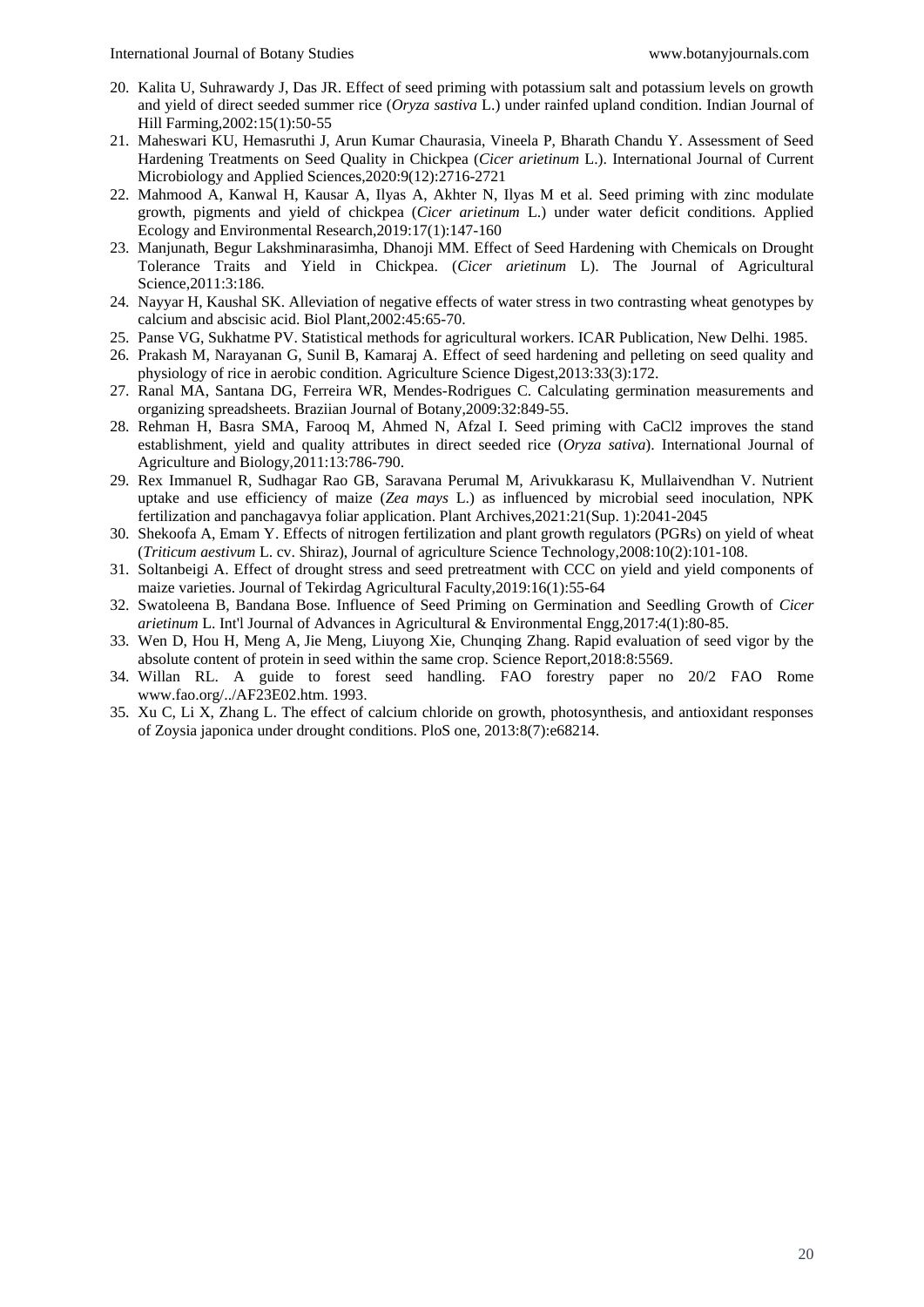20. Kalita U, Suhrawardy J, Das JR. Effect of seed priming with potassium salt and potassium levels on growth and yield of direct seeded summer rice (*Oryza sastiva* L.) under rainfed upland condition. Indian Journal of Hill Farming,2002:15(1):50-55
21. Maheswari KU, Hemasruthi J, Arun Kumar Chaurasia, Vineela P, Bharath Chandu Y. Assessment of Seed Hardening Treatments on Seed Quality in Chickpea (*Cicer arietinum* L.). International Journal of Current Microbiology and Applied Sciences,2020:9(12):2716-2721
22. Mahmood A, Kanwal H, Kausar A, Ilyas A, Akhter N, Ilyas M et al. Seed priming with zinc modulate growth, pigments and yield of chickpea (*Cicer arietinum* L.) under water deficit conditions. Applied Ecology and Environmental Research,2019:17(1):147-160
23. Manjunath, Begur Lakshminarasimha, Dhanoji MM. Effect of Seed Hardening with Chemicals on Drought Tolerance Traits and Yield in Chickpea. (*Cicer arietinum* L). The Journal of Agricultural Science,2011:3:186.
24. Nayyar H, Kaushal SK. Alleviation of negative effects of water stress in two contrasting wheat genotypes by calcium and abscisic acid. Biol Plant,2002:45:65-70.
25. Panse VG, Sukhatme PV. Statistical methods for agricultural workers. ICAR Publication, New Delhi. 1985.
26. Prakash M, Narayanan G, Sunil B, Kamaraj A. Effect of seed hardening and pelleting on seed quality and physiology of rice in aerobic condition. Agriculture Science Digest,2013:33(3):172.
27. Ranal MA, Santana DG, Ferreira WR, Mendes-Rodrigues C. Calculating germination measurements and organizing spreadsheets. Braziian Journal of Botany,2009:32:849-55.
28. Rehman H, Basra SMA, Farooq M, Ahmed N, Afzal I. Seed priming with CaCl2 improves the stand establishment, yield and quality attributes in direct seeded rice (*Oryza sativa*). International Journal of Agriculture and Biology,2011:13:786-790.
29. Rex Immanuel R, Sudhagar Rao GB, Saravana Perumal M, Arivukkarasu K, Mullaivendhan V. Nutrient uptake and use efficiency of maize (*Zea mays* L.) as influenced by microbial seed inoculation, NPK fertilization and panchagavya foliar application. Plant Archives,2021:21(Sup. 1):2041-2045
30. Shekoofa A, Emam Y. Effects of nitrogen fertilization and plant growth regulators (PGRs) on yield of wheat (*Triticum aestivum* L. cv. Shiraz), Journal of agriculture Science Technology,2008:10(2):101-108.
31. Soltanbeigi A. Effect of drought stress and seed pretreatment with CCC on yield and yield components of maize varieties. Journal of Tekirdag Agricultural Faculty,2019:16(1):55-64
32. Swatoleena B, Bandana Bose. Influence of Seed Priming on Germination and Seedling Growth of *Cicer arietinum* L. Int'l Journal of Advances in Agricultural & Environmental Engg,2017:4(1):80-85.
33. Wen D, Hou H, Meng A, Jie Meng, Liuyong Xie, Chunqing Zhang. Rapid evaluation of seed vigor by the absolute content of protein in seed within the same crop. Science Report,2018:8:5569.
34. Willan RL. A guide to forest seed handling. FAO forestry paper no 20/2 FAO Rome www.fao.org/../AF23E02.htm. 1993.
35. Xu C, Li X, Zhang L. The effect of calcium chloride on growth, photosynthesis, and antioxidant responses of Zoysia japonica under drought conditions. PloS one, 2013:8(7):e68214.